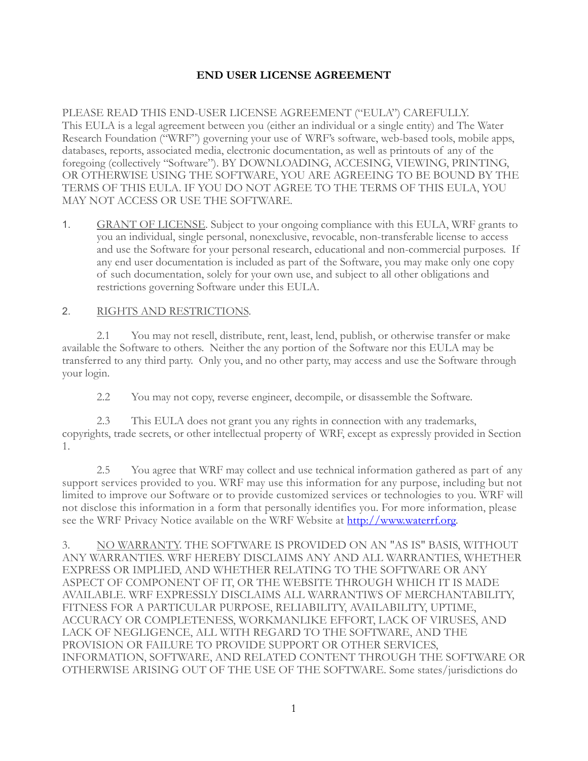# END USER LICENSE AGREEMENT

PLEASE READ THIS END-USER LICENSE AGREEMENT ("EULA") CAREFULLY. This EULA is a legal agreement between you (either an individual or a single entity) and The Water Research Foundation ("WRF") governing your use of WRF's software, web-based tools, mobile apps, databases, reports, associated media, electronic documentation, as well as printouts of any of the foregoing (collectively "Software"). BY DOWNLOADING, ACCESING, VIEWING, PRINTING, OR OTHERWISE USING THE SOFTWARE, YOU ARE AGREEING TO BE BOUND BY THE TERMS OF THIS EULA. IF YOU DO NOT AGREE TO THE TERMS OF THIS EULA, YOU MAY NOT ACCESS OR USE THE SOFTWARE.

1. GRANT OF LICENSE. Subject to your ongoing compliance with this EULA, WRF grants to you an individual, single personal, nonexclusive, revocable, non-transferable license to access and use the Software for your personal research, educational and non-commercial purposes. If any end user documentation is included as part of the Software, you may make only one copy of such documentation, solely for your own use, and subject to all other obligations and restrictions governing Software under this EULA.

2. RIGHTS AND RESTRICTIONS.

2.1 You may not resell, distribute, rent, least, lend, publish, or otherwise transfer or make available the Software to others. Neither the any portion of the Software nor this EULA may be transferred to any third party. Only you, and no other party, may access and use the Software through your login.

2.2 You may not copy, reverse engineer, decompile, or disassemble the Software.

2.3 This EULA does not grant you any rights in connection with any trademarks, copyrights, trade secrets, or other intellectual property of WRF, except as expressly provided in Section 1.

2.5 You agree that WRF may collect and use technical information gathered as part of any support services provided to you. WRF may use this information for any purpose, including but not limited to improve our Software or to provide customized services or technologies to you. WRF will not disclose this information in a form that personally identifies you. For more information, please see the WRF Privacy Notice available on the WRF Website at [http://www.waterrf.org](http://www.waterrf.org).

3. NO WARRANTY. THE SOFTWARE IS PROVIDED ON AN "AS IS" BASIS, WITHOUT ANY WARRANTIES. WRF HEREBY DISCLAIMS ANY AND ALL WARRANTIES, WHETHER EXPRESS OR IMPLIED, AND WHETHER RELATING TO THE SOFTWARE OR ANY ASPECT OF COMPONENT OF IT, OR THE WEBSITE THROUGH WHICH IT IS MADE AVAILABLE. WRF EXPRESSLY DISCLAIMS ALL WARRANTIWS OF MERCHANTABILITY, FITNESS FOR A PARTICULAR PURPOSE, RELIABILITY, AVAILABILITY, UPTIME, ACCURACY OR COMPLETENESS, WORKMANLIKE EFFORT, LACK OF VIRUSES, AND LACK OF NEGLIGENCE, ALL WITH REGARD TO THE SOFTWARE, AND THE PROVISION OR FAILURE TO PROVIDE SUPPORT OR OTHER SERVICES, INFORMATION, SOFTWARE, AND RELATED CONTENT THROUGH THE SOFTWARE OR OTHERWISE ARISING OUT OF THE USE OF THE SOFTWARE. Some states/jurisdictions do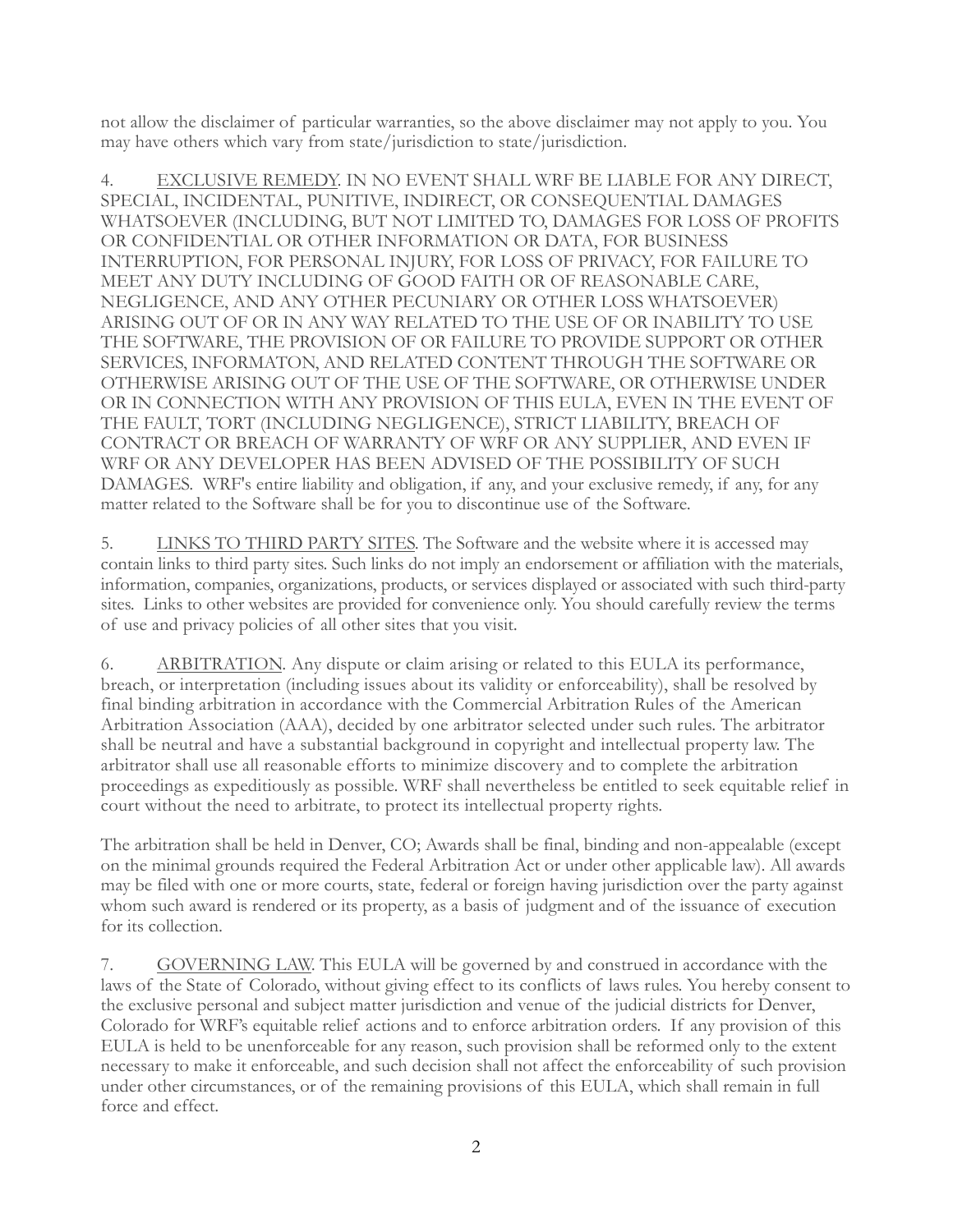not allow the disclaimer of particular warranties, so the above disclaimer may not apply to you. You may have others which vary from state/jurisdiction to state/jurisdiction.

4. EXCLUSIVE REMEDY. IN NO EVENT SHALL WRF BE LIABLE FOR ANY DIRECT, SPECIAL, INCIDENTAL, PUNITIVE, INDIRECT, OR CONSEQUENTIAL DAMAGES WHATSOEVER (INCLUDING, BUT NOT LIMITED TO, DAMAGES FOR LOSS OF PROFITS OR CONFIDENTIAL OR OTHER INFORMATION OR DATA, FOR BUSINESS INTERRUPTION, FOR PERSONAL INJURY, FOR LOSS OF PRIVACY, FOR FAILURE TO MEET ANY DUTY INCLUDING OF GOOD FAITH OR OF REASONABLE CARE, NEGLIGENCE, AND ANY OTHER PECUNIARY OR OTHER LOSS WHATSOEVER) ARISING OUT OF OR IN ANY WAY RELATED TO THE USE OF OR INABILITY TO USE THE SOFTWARE, THE PROVISION OF OR FAILURE TO PROVIDE SUPPORT OR OTHER SERVICES, INFORMATON, AND RELATED CONTENT THROUGH THE SOFTWARE OR OTHERWISE ARISING OUT OF THE USE OF THE SOFTWARE, OR OTHERWISE UNDER OR IN CONNECTION WITH ANY PROVISION OF THIS EULA, EVEN IN THE EVENT OF THE FAULT, TORT (INCLUDING NEGLIGENCE), STRICT LIABILITY, BREACH OF CONTRACT OR BREACH OF WARRANTY OF WRF OR ANY SUPPLIER, AND EVEN IF WRF OR ANY DEVELOPER HAS BEEN ADVISED OF THE POSSIBILITY OF SUCH DAMAGES. WRF's entire liability and obligation, if any, and your exclusive remedy, if any, for any matter related to the Software shall be for you to discontinue use of the Software.

5. LINKS TO THIRD PARTY SITES. The Software and the website where it is accessed may contain links to third party sites. Such links do not imply an endorsement or affiliation with the materials, information, companies, organizations, products, or services displayed or associated with such third-party sites. Links to other websites are provided for convenience only. You should carefully review the terms of use and privacy policies of all other sites that you visit.

6. ARBITRATION. Any dispute or claim arising or related to this EULA its performance, breach, or interpretation (including issues about its validity or enforceability), shall be resolved by final binding arbitration in accordance with the Commercial Arbitration Rules of the American Arbitration Association (AAA), decided by one arbitrator selected under such rules. The arbitrator shall be neutral and have a substantial background in copyright and intellectual property law. The arbitrator shall use all reasonable efforts to minimize discovery and to complete the arbitration proceedings as expeditiously as possible. WRF shall nevertheless be entitled to seek equitable relief in court without the need to arbitrate, to protect its intellectual property rights.

The arbitration shall be held in Denver, CO; Awards shall be final, binding and non-appealable (except on the minimal grounds required the Federal Arbitration Act or under other applicable law). All awards may be filed with one or more courts, state, federal or foreign having jurisdiction over the party against whom such award is rendered or its property, as a basis of judgment and of the issuance of execution for its collection.

7. GOVERNING LAW. This EULA will be governed by and construed in accordance with the laws of the State of Colorado, without giving effect to its conflicts of laws rules. You hereby consent to the exclusive personal and subject matter jurisdiction and venue of the judicial districts for Denver, Colorado for WRF's equitable relief actions and to enforce arbitration orders. If any provision of this EULA is held to be unenforceable for any reason, such provision shall be reformed only to the extent necessary to make it enforceable, and such decision shall not affect the enforceability of such provision under other circumstances, or of the remaining provisions of this EULA, which shall remain in full force and effect.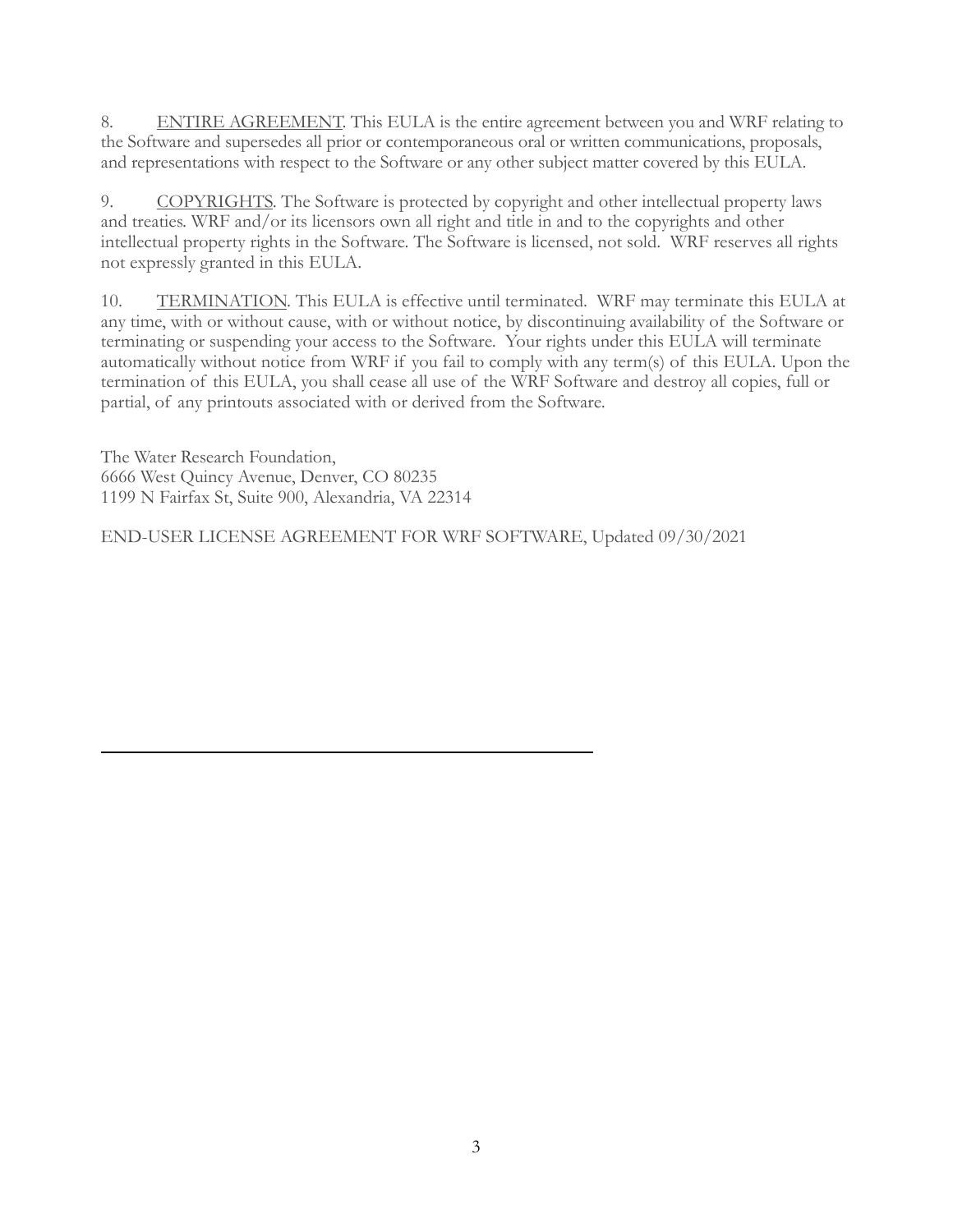8. ENTIRE AGREEMENT. This EULA is the entire agreement between you and WRF relating to the Software and supersedes all prior or contemporaneous oral or written communications, proposals, and representations with respect to the Software or any other subject matter covered by this EULA.

9. COPYRIGHTS. The Software is protected by copyright and other intellectual property laws and treaties. WRF and/or its licensors own all right and title in and to the copyrights and other intellectual property rights in the Software. The Software is licensed, not sold. WRF reserves all rights not expressly granted in this EULA.

10. TERMINATION. This EULA is effective until terminated. WRF may terminate this EULA at any time, with or without cause, with or without notice, by discontinuing availability of the Software or terminating or suspending your access to the Software. Your rights under this EULA will terminate automatically without notice from WRF if you fail to comply with any term(s) of this EULA. Upon the termination of this EULA, you shall cease all use of the WRF Software and destroy all copies, full or partial, of any printouts associated with or derived from the Software.

The Water Research Foundation,
6666 West Quincy Avenue, Denver, CO 80235
1199 N Fairfax St, Suite 900, Alexandria, VA 22314

END-USER LICENSE AGREEMENT FOR WRF SOFTWARE, Updated 09/30/2021